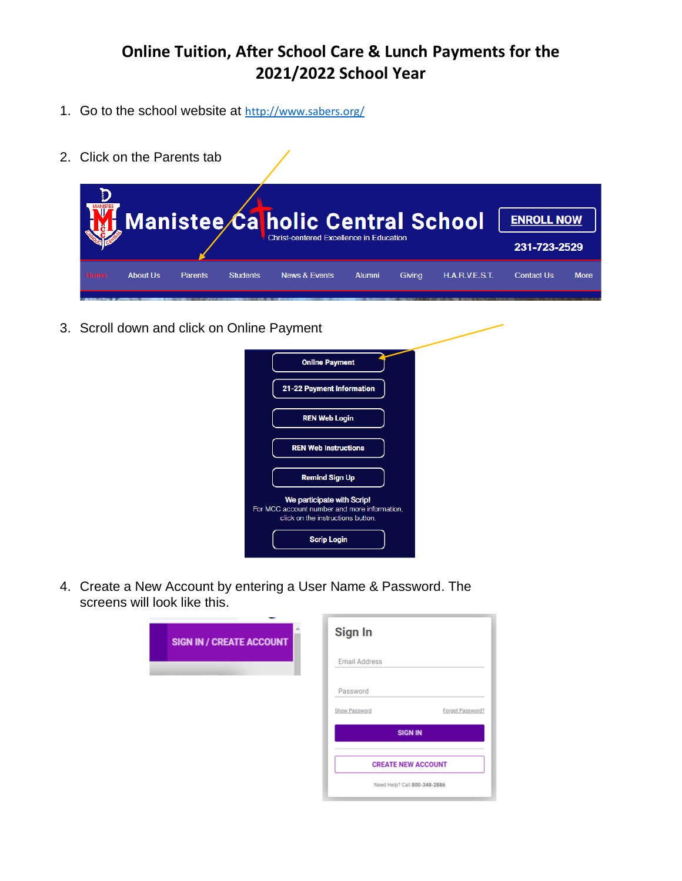# Online Tuition, After School Care & Lunch Payments for the 2021/2022 School Year

1. Go to the school website at http://www.sabers.org/

2. Click on the Parents tab

3. Scroll down and click on Online Payment

4. Create a New Account by entering a User Name & Password. The screens will look like this.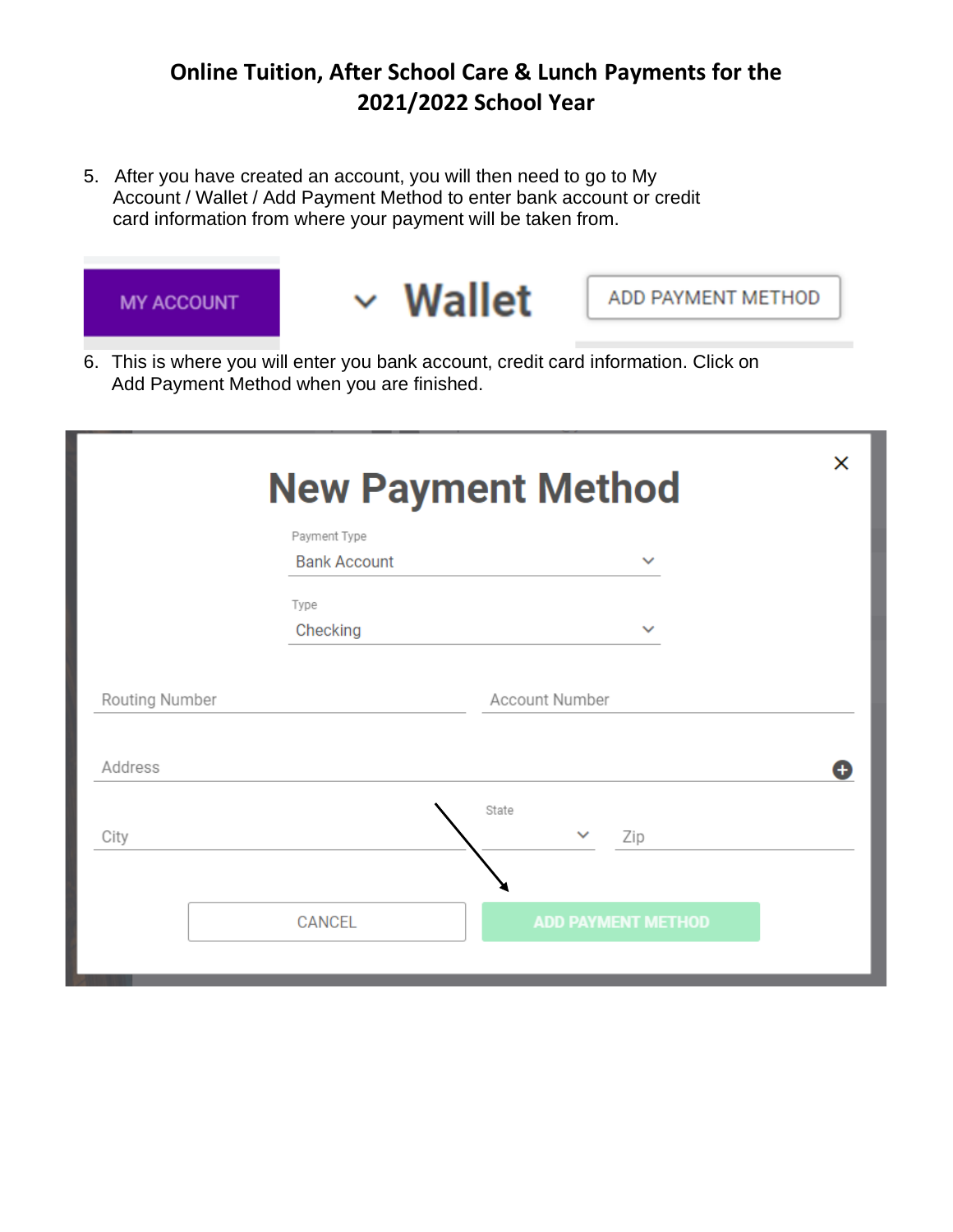# Online Tuition, After School Care & Lunch Payments for the 2021/2022 School Year

5. After you have created an account, you will then need to go to My Account / Wallet / Add Payment Method to enter bank account or credit card information from where your payment will be taken from.

MY ACCOUNT

Wallet

ADD PAYMENT METHOD

6. This is where you will enter you bank account, credit card information. Click on Add Payment Method when you are finished.

New Payment Method

Payment Type
Bank Account

Type
Checking

Routing Number

Account Number

Address

City

State

Zip

CANCEL

ADD PAYMENT METHOD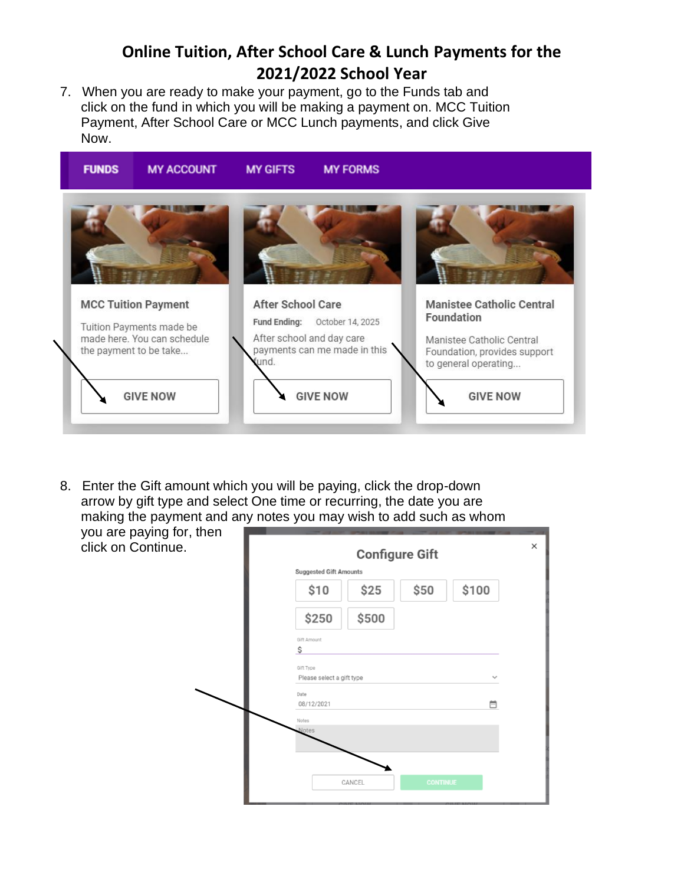# Online Tuition, After School Care & Lunch Payments for the 2021/2022 School Year

7. When you are ready to make your payment, go to the Funds tab and click on the fund in which you will be making a payment on. MCC Tuition Payment, After School Care or MCC Lunch payments, and click Give Now.

FUNDS | MY ACCOUNT | MY GIFTS | MY FORMS

**MCC Tuition Payment**

Tuition Payments made be made here. You can schedule the payment to be take...

GIVE NOW

**After School Care**

Fund Ending: October 14, 2025

After school and day care payments can me made in this fund.

GIVE NOW

**Manistee Catholic Central Foundation**

Manistee Catholic Central Foundation, provides support to general operating...

GIVE NOW

8. Enter the Gift amount which you will be paying, click the drop-down arrow by gift type and select One time or recurring, the date you are making the payment and any notes you may wish to add such as whom you are paying for, then click on Continue.

**Configure Gift**

Suggested Gift Amounts

$10 | $25 | $50 | $100 | $250 | $500

Gift Amount
$

Gift Type
Please select a gift type

Date
08/12/2021

Notes
Notes

CANCEL | CONTINUE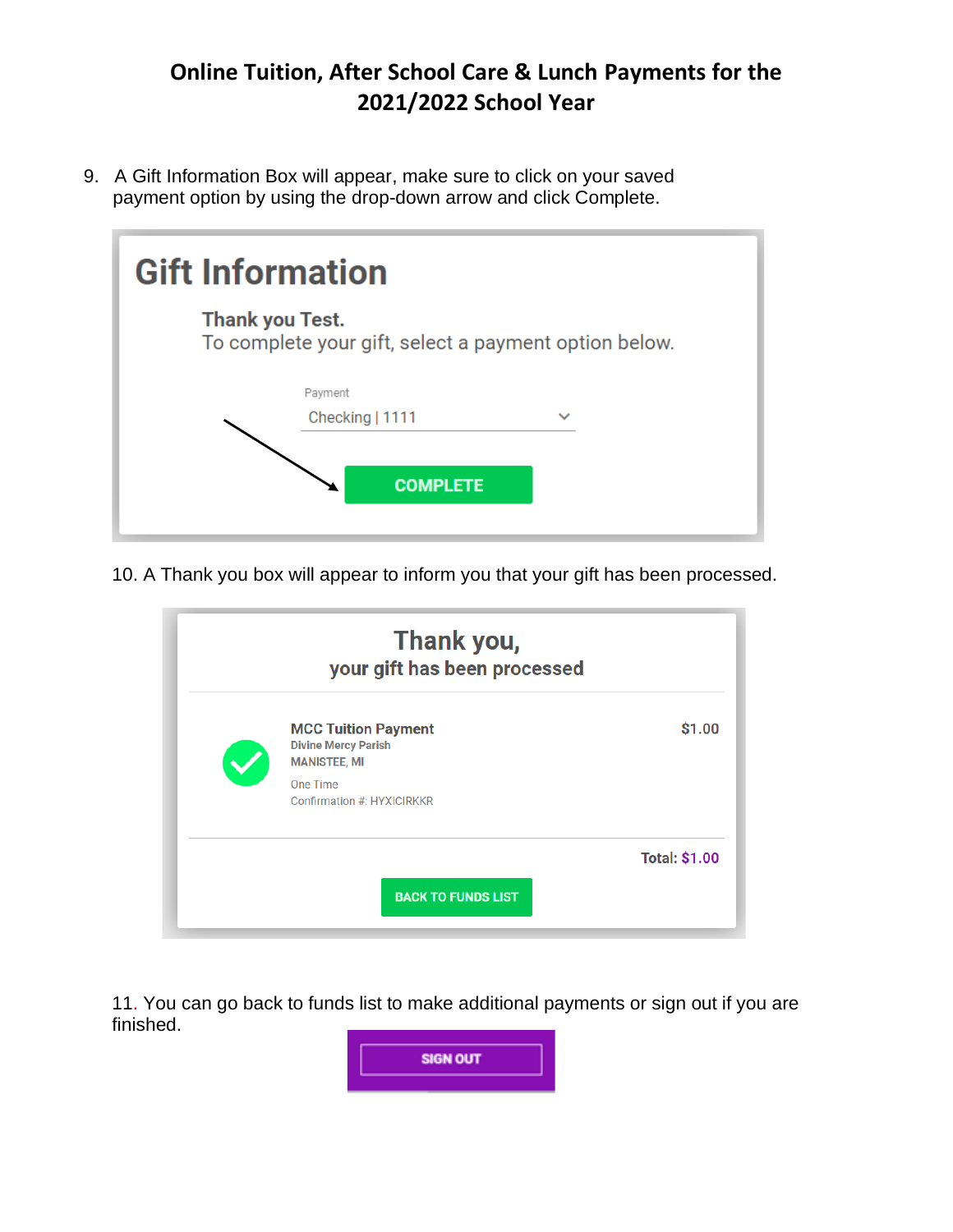# Online Tuition, After School Care & Lunch Payments for the 2021/2022 School Year

9. A Gift Information Box will appear, make sure to click on your saved payment option by using the drop-down arrow and click Complete.

**Gift Information**

**Thank you Test.**
To complete your gift, select a payment option below.

Payment
Checking | 1111

COMPLETE

10. A Thank you box will appear to inform you that your gift has been processed.

**Thank you,**
**your gift has been processed**

**MCC Tuition Payment** $1.00
Divine Mercy Parish
MANISTEE, MI
One Time
Confirmation #: HYXICIRKKR

**Total:** $1.00

BACK TO FUNDS LIST

11. You can go back to funds list to make additional payments or sign out if you are finished.

SIGN OUT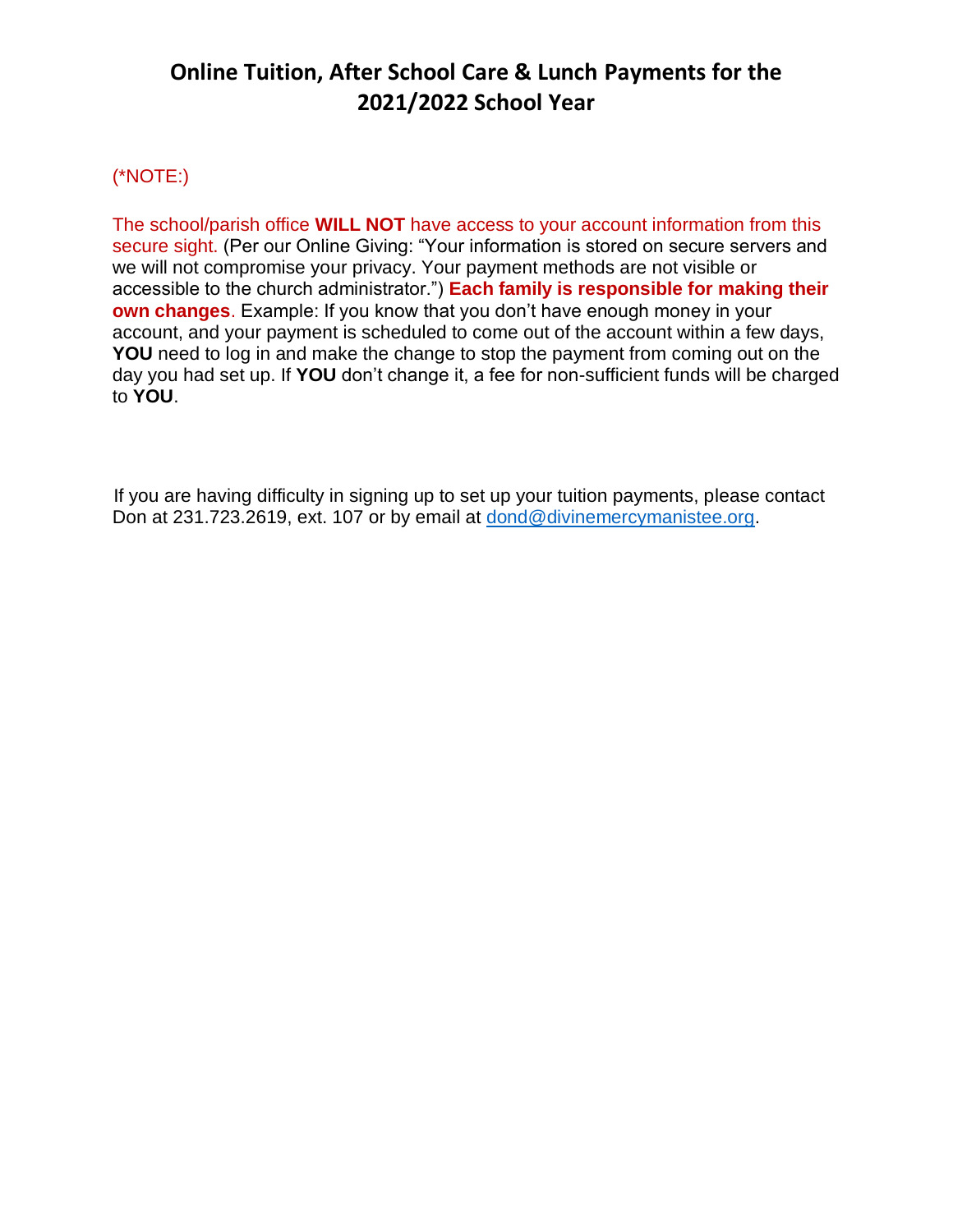# Online Tuition, After School Care & Lunch Payments for the 2021/2022 School Year

(*NOTE:)

The school/parish office **WILL NOT** have access to your account information from this secure sight. (Per our Online Giving: "Your information is stored on secure servers and we will not compromise your privacy. Your payment methods are not visible or accessible to the church administrator.") **Each family is responsible for making their own changes**. Example: If you know that you don't have enough money in your account, and your payment is scheduled to come out of the account within a few days, **YOU** need to log in and make the change to stop the payment from coming out on the day you had set up. If **YOU** don't change it, a fee for non-sufficient funds will be charged to **YOU**.

If you are having difficulty in signing up to set up your tuition payments, please contact Don at 231.723.2619, ext. 107 or by email at dond@divinemercymanistee.org.